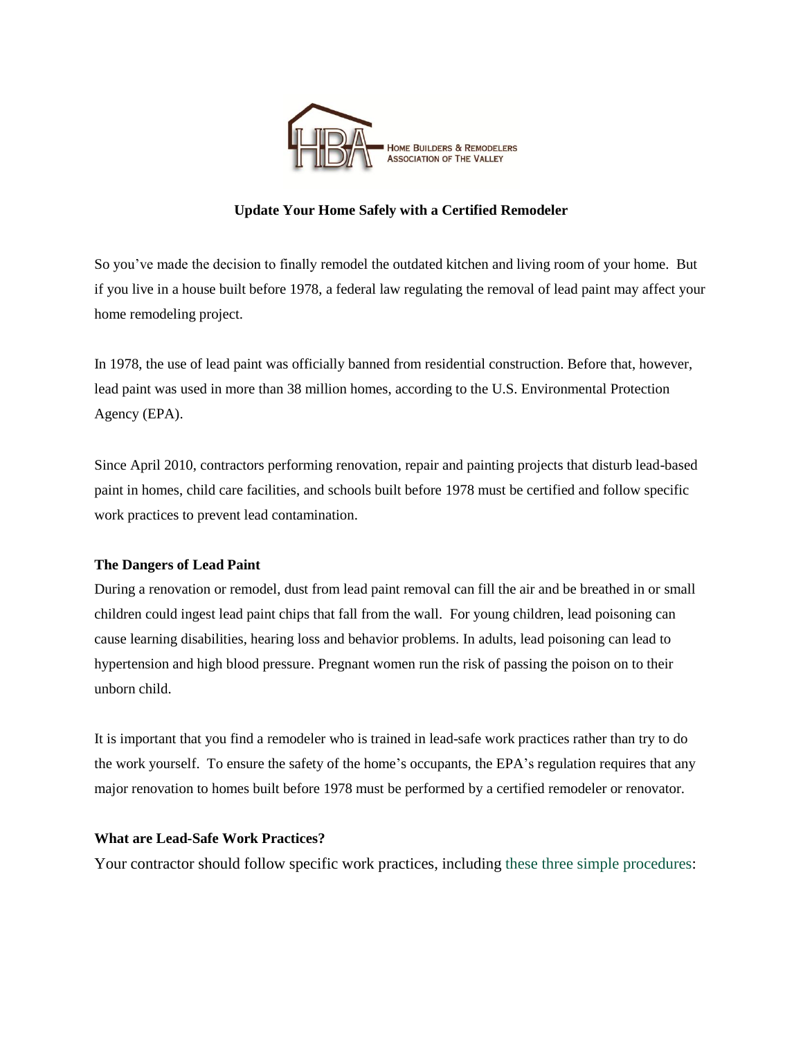HOME BUILDERS & REMODELERS ASSOCIATION OF THE VALLEY

# Update Your Home Safely with a Certified Remodeler

So you've made the decision to finally remodel the outdated kitchen and living room of your home. But if you live in a house built before 1978, a federal law regulating the removal of lead paint may affect your home remodeling project.

In 1978, the use of lead paint was officially banned from residential construction. Before that, however, lead paint was used in more than 38 million homes, according to the U.S. Environmental Protection Agency (EPA).

Since April 2010, contractors performing renovation, repair and painting projects that disturb lead-based paint in homes, child care facilities, and schools built before 1978 must be certified and follow specific work practices to prevent lead contamination.

**The Dangers of Lead Paint**

During a renovation or remodel, dust from lead paint removal can fill the air and be breathed in or small children could ingest lead paint chips that fall from the wall. For young children, lead poisoning can cause learning disabilities, hearing loss and behavior problems. In adults, lead poisoning can lead to hypertension and high blood pressure. Pregnant women run the risk of passing the poison on to their unborn child.

It is important that you find a remodeler who is trained in lead-safe work practices rather than try to do the work yourself. To ensure the safety of the home's occupants, the EPA's regulation requires that any major renovation to homes built before 1978 must be performed by a certified remodeler or renovator.

**What are Lead-Safe Work Practices?**

Your contractor should follow specific work practices, including these three simple procedures: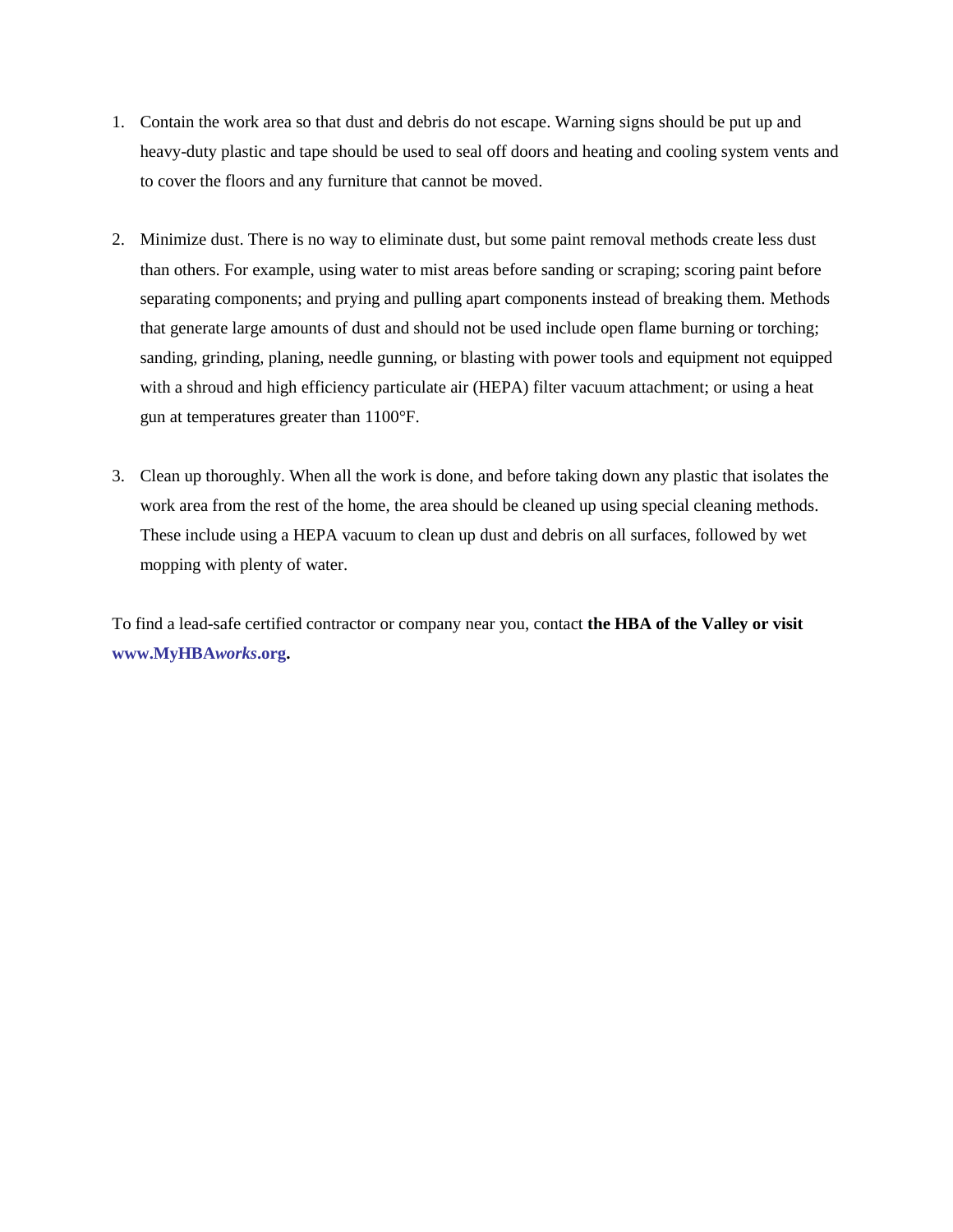1. Contain the work area so that dust and debris do not escape. Warning signs should be put up and heavy-duty plastic and tape should be used to seal off doors and heating and cooling system vents and to cover the floors and any furniture that cannot be moved.

2. Minimize dust. There is no way to eliminate dust, but some paint removal methods create less dust than others. For example, using water to mist areas before sanding or scraping; scoring paint before separating components; and prying and pulling apart components instead of breaking them. Methods that generate large amounts of dust and should not be used include open flame burning or torching; sanding, grinding, planing, needle gunning, or blasting with power tools and equipment not equipped with a shroud and high efficiency particulate air (HEPA) filter vacuum attachment; or using a heat gun at temperatures greater than 1100°F.

3. Clean up thoroughly. When all the work is done, and before taking down any plastic that isolates the work area from the rest of the home, the area should be cleaned up using special cleaning methods. These include using a HEPA vacuum to clean up dust and debris on all surfaces, followed by wet mopping with plenty of water.

To find a lead-safe certified contractor or company near you, contact **the HBA of the Valley or visit www.MyHBA*works*.org.**